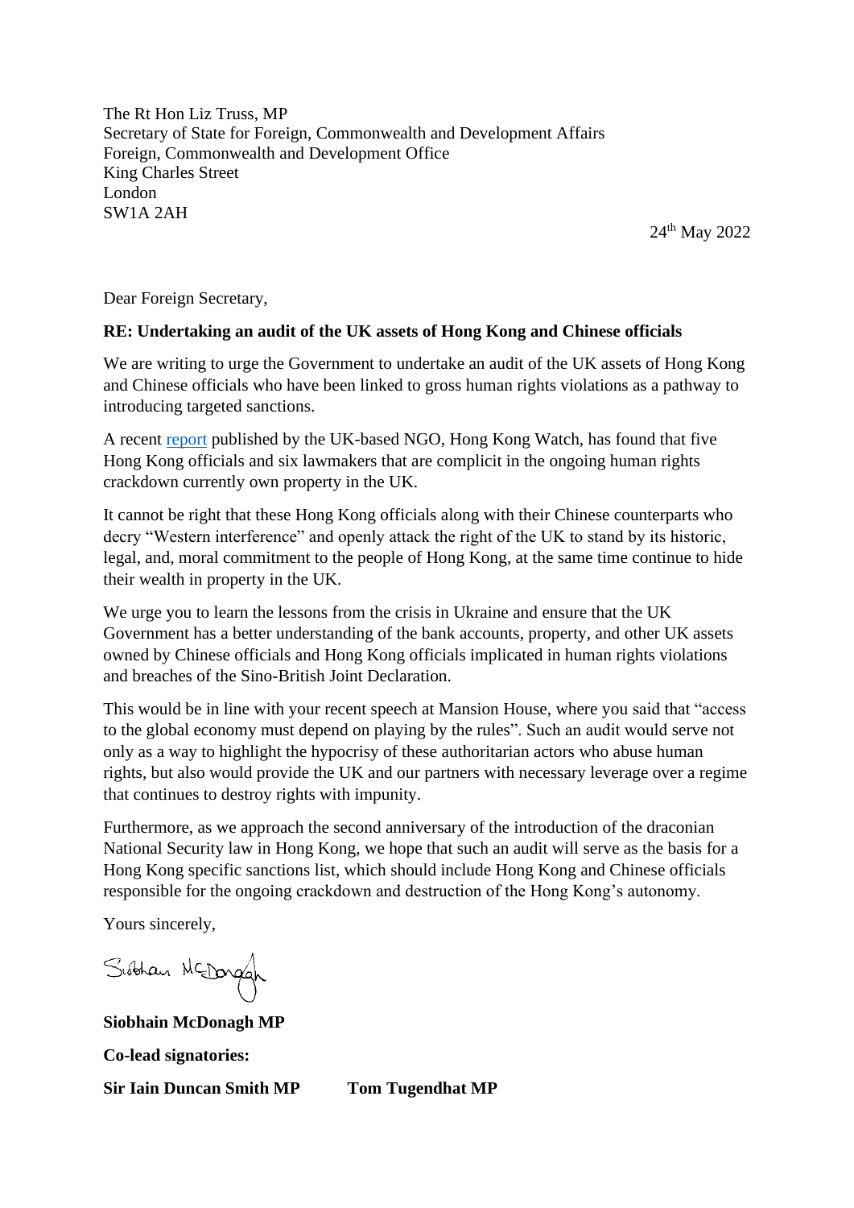The Rt Hon Liz Truss, MP
Secretary of State for Foreign, Commonwealth and Development Affairs
Foreign, Commonwealth and Development Office
King Charles Street
London
SW1A 2AH

24th May 2022

Dear Foreign Secretary,

**RE: Undertaking an audit of the UK assets of Hong Kong and Chinese officials**

We are writing to urge the Government to undertake an audit of the UK assets of Hong Kong and Chinese officials who have been linked to gross human rights violations as a pathway to introducing targeted sanctions.

A recent report published by the UK-based NGO, Hong Kong Watch, has found that five Hong Kong officials and six lawmakers that are complicit in the ongoing human rights crackdown currently own property in the UK.

It cannot be right that these Hong Kong officials along with their Chinese counterparts who decry "Western interference" and openly attack the right of the UK to stand by its historic, legal, and, moral commitment to the people of Hong Kong, at the same time continue to hide their wealth in property in the UK.

We urge you to learn the lessons from the crisis in Ukraine and ensure that the UK Government has a better understanding of the bank accounts, property, and other UK assets owned by Chinese officials and Hong Kong officials implicated in human rights violations and breaches of the Sino-British Joint Declaration.

This would be in line with your recent speech at Mansion House, where you said that "access to the global economy must depend on playing by the rules". Such an audit would serve not only as a way to highlight the hypocrisy of these authoritarian actors who abuse human rights, but also would provide the UK and our partners with necessary leverage over a regime that continues to destroy rights with impunity.

Furthermore, as we approach the second anniversary of the introduction of the draconian National Security law in Hong Kong, we hope that such an audit will serve as the basis for a Hong Kong specific sanctions list, which should include Hong Kong and Chinese officials responsible for the ongoing crackdown and destruction of the Hong Kong's autonomy.

Yours sincerely,

Siobhain McDonagh

**Siobhain McDonagh MP**

**Co-lead signatories:**

**Sir Iain Duncan Smith MP** **Tom Tugendhat MP**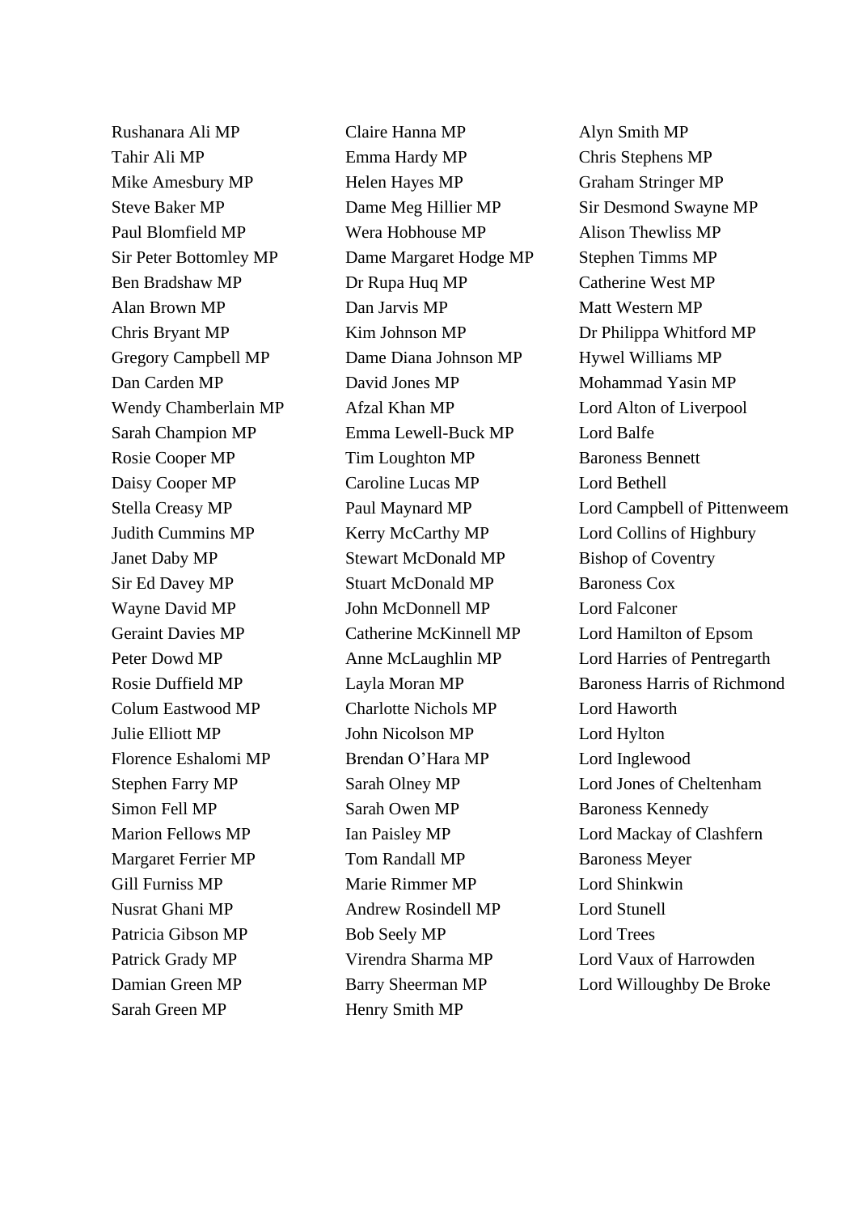Rushanara Ali MP
Tahir Ali MP
Mike Amesbury MP
Steve Baker MP
Paul Blomfield MP
Sir Peter Bottomley MP
Ben Bradshaw MP
Alan Brown MP
Chris Bryant MP
Gregory Campbell MP
Dan Carden MP
Wendy Chamberlain MP
Sarah Champion MP
Rosie Cooper MP
Daisy Cooper MP
Stella Creasy MP
Judith Cummins MP
Janet Daby MP
Sir Ed Davey MP
Wayne David MP
Geraint Davies MP
Peter Dowd MP
Rosie Duffield MP
Colum Eastwood MP
Julie Elliott MP
Florence Eshalomi MP
Stephen Farry MP
Simon Fell MP
Marion Fellows MP
Margaret Ferrier MP
Gill Furniss MP
Nusrat Ghani MP
Patricia Gibson MP
Patrick Grady MP
Damian Green MP
Sarah Green MP
Claire Hanna MP
Emma Hardy MP
Helen Hayes MP
Dame Meg Hillier MP
Wera Hobhouse MP
Dame Margaret Hodge MP
Dr Rupa Huq MP
Dan Jarvis MP
Kim Johnson MP
Dame Diana Johnson MP
David Jones MP
Afzal Khan MP
Emma Lewell-Buck MP
Tim Loughton MP
Caroline Lucas MP
Paul Maynard MP
Kerry McCarthy MP
Stewart McDonald MP
Stuart McDonald MP
John McDonnell MP
Catherine McKinnell MP
Anne McLaughlin MP
Layla Moran MP
Charlotte Nichols MP
John Nicolson MP
Brendan O'Hara MP
Sarah Olney MP
Sarah Owen MP
Ian Paisley MP
Tom Randall MP
Marie Rimmer MP
Andrew Rosindell MP
Bob Seely MP
Virendra Sharma MP
Barry Sheerman MP
Henry Smith MP
Alyn Smith MP
Chris Stephens MP
Graham Stringer MP
Sir Desmond Swayne MP
Alison Thewliss MP
Stephen Timms MP
Catherine West MP
Matt Western MP
Dr Philippa Whitford MP
Hywel Williams MP
Mohammad Yasin MP
Lord Alton of Liverpool
Lord Balfe
Baroness Bennett
Lord Bethell
Lord Campbell of Pittenweem
Lord Collins of Highbury
Bishop of Coventry
Baroness Cox
Lord Falconer
Lord Hamilton of Epsom
Lord Harries of Pentregarth
Baroness Harris of Richmond
Lord Haworth
Lord Hylton
Lord Inglewood
Lord Jones of Cheltenham
Baroness Kennedy
Lord Mackay of Clashfern
Baroness Meyer
Lord Shinkwin
Lord Stunell
Lord Trees
Lord Vaux of Harrowden
Lord Willoughby De Broke